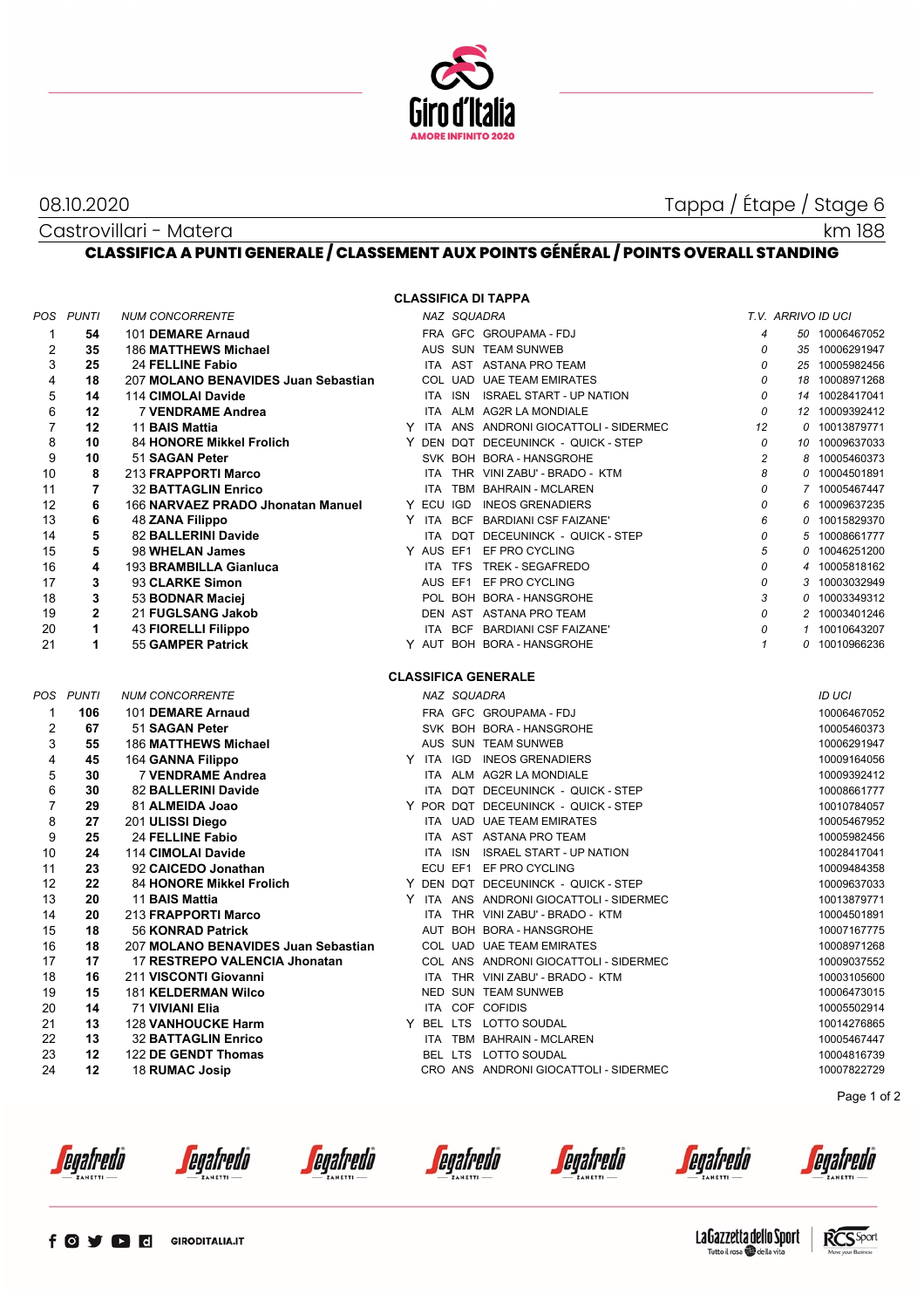08.10.2020 — Tappa / Étape / Stage 6

Castrovillari - Matera — km 188

## CLASSIFICA A PUNTI GENERALE / CLASSEMENT AUX POINTS GÉNÉRAL / POINTS OVERALL STANDING

### CLASSIFICA DI TAPPA

| POS | PUNTI | NUM | CONCORRENTE | | NAZ | SQUADRA | | T.V. | ARRIVO | ID UCI |
|---|---|---|---|---|---|---|---|---|---|---|
| 1 | 54 | 101 | **DEMARE Arnaud** | | FRA | GFC | GROUPAMA - FDJ | 4 | 50 | 10006467052 |
| 2 | 35 | 186 | **MATTHEWS Michael** | | AUS | SUN | TEAM SUNWEB | 0 | 35 | 10006291947 |
| 3 | 25 | 24 | **FELLINE Fabio** | | ITA | AST | ASTANA PRO TEAM | 0 | 25 | 10005982456 |
| 4 | 18 | 207 | **MOLANO BENAVIDES Juan Sebastian** | | COL | UAD | UAE TEAM EMIRATES | 0 | 18 | 10008971268 |
| 5 | 14 | 114 | **CIMOLAI Davide** | | ITA | ISN | ISRAEL START - UP NATION | 0 | 14 | 10028417041 |
| 6 | 12 | 7 | **VENDRAME Andrea** | | ITA | ALM | AG2R LA MONDIALE | 0 | 12 | 10009392412 |
| 7 | 12 | 11 | **BAIS Mattia** | Y | ITA | ANS | ANDRONI GIOCATTOLI - SIDERMEC | 12 | 0 | 10013879771 |
| 8 | 10 | 84 | **HONORE Mikkel Frolich** | Y | DEN | DQT | DECEUNINCK - QUICK - STEP | 0 | 10 | 10009637033 |
| 9 | 10 | 51 | **SAGAN Peter** | | SVK | BOH | BORA - HANSGROHE | 2 | 8 | 10005460373 |
| 10 | 8 | 213 | **FRAPPORTI Marco** | | ITA | THR | VINI ZABU' - BRADO - KTM | 8 | 0 | 10004501891 |
| 11 | 7 | 32 | **BATTAGLIN Enrico** | | ITA | TBM | BAHRAIN - MCLAREN | 0 | 7 | 10005467447 |
| 12 | 6 | 166 | **NARVAEZ PRADO Jhonatan Manuel** | Y | ECU | IGD | INEOS GRENADIERS | 0 | 6 | 10009637235 |
| 13 | 6 | 48 | **ZANA Filippo** | Y | ITA | BCF | BARDIANI CSF FAIZANE' | 6 | 0 | 10015829370 |
| 14 | 5 | 82 | **BALLERINI Davide** | | ITA | DQT | DECEUNINCK - QUICK - STEP | 0 | 5 | 10008661777 |
| 15 | 5 | 98 | **WHELAN James** | Y | AUS | EF1 | EF PRO CYCLING | 5 | 0 | 10046251200 |
| 16 | 4 | 193 | **BRAMBILLA Gianluca** | | ITA | TFS | TREK - SEGAFREDO | 0 | 4 | 10005818162 |
| 17 | 3 | 93 | **CLARKE Simon** | | AUS | EF1 | EF PRO CYCLING | 0 | 3 | 10003032949 |
| 18 | 3 | 53 | **BODNAR Maciej** | | POL | BOH | BORA - HANSGROHE | 3 | 0 | 10003349312 |
| 19 | 2 | 21 | **FUGLSANG Jakob** | | DEN | AST | ASTANA PRO TEAM | 0 | 2 | 10003401246 |
| 20 | 1 | 43 | **FIORELLI Filippo** | | ITA | BCF | BARDIANI CSF FAIZANE' | 0 | 1 | 10010643207 |
| 21 | 1 | 55 | **GAMPER Patrick** | Y | AUT | BOH | BORA - HANSGROHE | 1 | 0 | 10010966236 |

### CLASSIFICA GENERALE

| POS | PUNTI | NUM | CONCORRENTE | | NAZ | SQUADRA | | ID UCI |
|---|---|---|---|---|---|---|---|---|
| 1 | 106 | 101 | **DEMARE Arnaud** | | FRA | GFC | GROUPAMA - FDJ | 10006467052 |
| 2 | 67 | 51 | **SAGAN Peter** | | SVK | BOH | BORA - HANSGROHE | 10005460373 |
| 3 | 55 | 186 | **MATTHEWS Michael** | | AUS | SUN | TEAM SUNWEB | 10006291947 |
| 4 | 45 | 164 | **GANNA Filippo** | Y | ITA | IGD | INEOS GRENADIERS | 10009164056 |
| 5 | 30 | 7 | **VENDRAME Andrea** | | ITA | ALM | AG2R LA MONDIALE | 10009392412 |
| 6 | 30 | 82 | **BALLERINI Davide** | | ITA | DQT | DECEUNINCK - QUICK - STEP | 10008661777 |
| 7 | 29 | 81 | **ALMEIDA Joao** | Y | POR | DQT | DECEUNINCK - QUICK - STEP | 10010784057 |
| 8 | 27 | 201 | **ULISSI Diego** | | ITA | UAD | UAE TEAM EMIRATES | 10005467952 |
| 9 | 25 | 24 | **FELLINE Fabio** | | ITA | AST | ASTANA PRO TEAM | 10005982456 |
| 10 | 24 | 114 | **CIMOLAI Davide** | | ITA | ISN | ISRAEL START - UP NATION | 10028417041 |
| 11 | 23 | 92 | **CAICEDO Jonathan** | | ECU | EF1 | EF PRO CYCLING | 10009484358 |
| 12 | 22 | 84 | **HONORE Mikkel Frolich** | Y | DEN | DQT | DECEUNINCK - QUICK - STEP | 10009637033 |
| 13 | 20 | 11 | **BAIS Mattia** | Y | ITA | ANS | ANDRONI GIOCATTOLI - SIDERMEC | 10013879771 |
| 14 | 20 | 213 | **FRAPPORTI Marco** | | ITA | THR | VINI ZABU' - BRADO - KTM | 10004501891 |
| 15 | 18 | 56 | **KONRAD Patrick** | | AUT | BOH | BORA - HANSGROHE | 10007167775 |
| 16 | 18 | 207 | **MOLANO BENAVIDES Juan Sebastian** | | COL | UAD | UAE TEAM EMIRATES | 10008971268 |
| 17 | 17 | 17 | **RESTREPO VALENCIA Jhonatan** | | COL | ANS | ANDRONI GIOCATTOLI - SIDERMEC | 10009037552 |
| 18 | 16 | 211 | **VISCONTI Giovanni** | | ITA | THR | VINI ZABU' - BRADO - KTM | 10003105600 |
| 19 | 15 | 181 | **KELDERMAN Wilco** | | NED | SUN | TEAM SUNWEB | 10006473015 |
| 20 | 14 | 71 | **VIVIANI Elia** | | ITA | COF | COFIDIS | 10005502914 |
| 21 | 13 | 128 | **VANHOUCKE Harm** | Y | BEL | LTS | LOTTO SOUDAL | 10014276865 |
| 22 | 13 | 32 | **BATTAGLIN Enrico** | | ITA | TBM | BAHRAIN - MCLAREN | 10005467447 |
| 23 | 12 | 122 | **DE GENDT Thomas** | | BEL | LTS | LOTTO SOUDAL | 10004816739 |
| 24 | 12 | 18 | **RUMAC Josip** | | CRO | ANS | ANDRONI GIOCATTOLI - SIDERMEC | 10007822729 |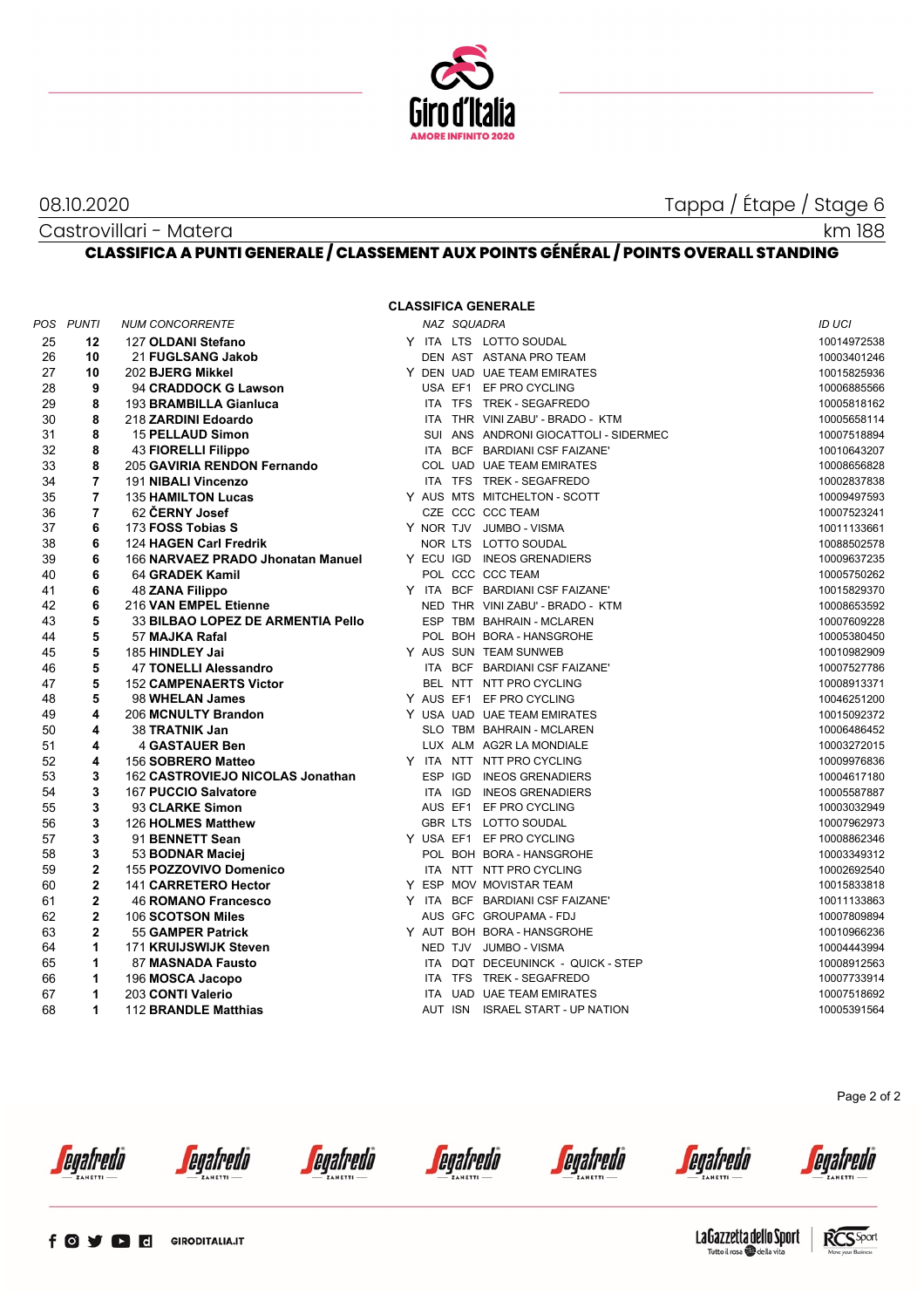08.10.2020

Tappa / Étape / Stage 6

Castrovillari - Matera

km 188

## CLASSIFICA A PUNTI GENERALE / CLASSEMENT AUX POINTS GÉNÉRAL / POINTS OVERALL STANDING

**CLASSIFICA GENERALE**

| POS | PUNTI | NUM | CONCORRENTE | | NAZ | SQUADRA | | ID UCI |
|---|---|---|---|---|---|---|---|---|
| 25 | **12** | 127 | **OLDANI Stefano** | Y | ITA | LTS | LOTTO SOUDAL | 10014972538 |
| 26 | **10** | 21 | **FUGLSANG Jakob** | | DEN | AST | ASTANA PRO TEAM | 10003401246 |
| 27 | **10** | 202 | **BJERG Mikkel** | Y | DEN | UAD | UAE TEAM EMIRATES | 10015825936 |
| 28 | **9** | 94 | **CRADDOCK G Lawson** | | USA | EF1 | EF PRO CYCLING | 10006885566 |
| 29 | **8** | 193 | **BRAMBILLA Gianluca** | | ITA | TFS | TREK - SEGAFREDO | 10005818162 |
| 30 | **8** | 218 | **ZARDINI Edoardo** | | ITA | THR | VINI ZABU' - BRADO - KTM | 10005658114 |
| 31 | **8** | 15 | **PELLAUD Simon** | | SUI | ANS | ANDRONI GIOCATTOLI - SIDERMEC | 10007518894 |
| 32 | **8** | 43 | **FIORELLI Filippo** | | ITA | BCF | BARDIANI CSF FAIZANE' | 10010643207 |
| 33 | **8** | 205 | **GAVIRIA RENDON Fernando** | | COL | UAD | UAE TEAM EMIRATES | 10008656828 |
| 34 | **7** | 191 | **NIBALI Vincenzo** | | ITA | TFS | TREK - SEGAFREDO | 10002837838 |
| 35 | **7** | 135 | **HAMILTON Lucas** | Y | AUS | MTS | MITCHELTON - SCOTT | 10009497593 |
| 36 | **7** | 62 | **ČERNY Josef** | | CZE | CCC | CCC TEAM | 10007523241 |
| 37 | **6** | 173 | **FOSS Tobias S** | Y | NOR | TJV | JUMBO - VISMA | 10011133661 |
| 38 | **6** | 124 | **HAGEN Carl Fredrik** | | NOR | LTS | LOTTO SOUDAL | 10088502578 |
| 39 | **6** | 166 | **NARVAEZ PRADO Jhonatan Manuel** | Y | ECU | IGD | INEOS GRENADIERS | 10009637235 |
| 40 | **6** | 64 | **GRADEK Kamil** | | POL | CCC | CCC TEAM | 10005750262 |
| 41 | **6** | 48 | **ZANA Filippo** | Y | ITA | BCF | BARDIANI CSF FAIZANE' | 10015829370 |
| 42 | **6** | 216 | **VAN EMPEL Etienne** | | NED | THR | VINI ZABU' - BRADO - KTM | 10008653592 |
| 43 | **5** | 33 | **BILBAO LOPEZ DE ARMENTIA Pello** | | ESP | TBM | BAHRAIN - MCLAREN | 10007609228 |
| 44 | **5** | 57 | **MAJKA Rafal** | | POL | BOH | BORA - HANSGROHE | 10005380450 |
| 45 | **5** | 185 | **HINDLEY Jai** | Y | AUS | SUN | TEAM SUNWEB | 10010982909 |
| 46 | **5** | 47 | **TONELLI Alessandro** | | ITA | BCF | BARDIANI CSF FAIZANE' | 10007527786 |
| 47 | **5** | 152 | **CAMPENAERTS Victor** | | BEL | NTT | NTT PRO CYCLING | 10008913371 |
| 48 | **5** | 98 | **WHELAN James** | Y | AUS | EF1 | EF PRO CYCLING | 10046251200 |
| 49 | **4** | 206 | **MCNULTY Brandon** | Y | USA | UAD | UAE TEAM EMIRATES | 10015092372 |
| 50 | **4** | 38 | **TRATNIK Jan** | | SLO | TBM | BAHRAIN - MCLAREN | 10006486452 |
| 51 | **4** | 4 | **GASTAUER Ben** | | LUX | ALM | AG2R LA MONDIALE | 10003272015 |
| 52 | **4** | 156 | **SOBRERO Matteo** | Y | ITA | NTT | NTT PRO CYCLING | 10009976836 |
| 53 | **3** | 162 | **CASTROVIEJO NICOLAS Jonathan** | | ESP | IGD | INEOS GRENADIERS | 10004617180 |
| 54 | **3** | 167 | **PUCCIO Salvatore** | | ITA | IGD | INEOS GRENADIERS | 10005587887 |
| 55 | **3** | 93 | **CLARKE Simon** | | AUS | EF1 | EF PRO CYCLING | 10003032949 |
| 56 | **3** | 126 | **HOLMES Matthew** | | GBR | LTS | LOTTO SOUDAL | 10007962973 |
| 57 | **3** | 91 | **BENNETT Sean** | Y | USA | EF1 | EF PRO CYCLING | 10008862346 |
| 58 | **3** | 53 | **BODNAR Maciej** | | POL | BOH | BORA - HANSGROHE | 10003349312 |
| 59 | **2** | 155 | **POZZOVIVO Domenico** | | ITA | NTT | NTT PRO CYCLING | 10002692540 |
| 60 | **2** | 141 | **CARRETERO Hector** | Y | ESP | MOV | MOVISTAR TEAM | 10015833818 |
| 61 | **2** | 46 | **ROMANO Francesco** | Y | ITA | BCF | BARDIANI CSF FAIZANE' | 10011133863 |
| 62 | **2** | 106 | **SCOTSON Miles** | | AUS | GFC | GROUPAMA - FDJ | 10007809894 |
| 63 | **2** | 55 | **GAMPER Patrick** | Y | AUT | BOH | BORA - HANSGROHE | 10010966236 |
| 64 | **1** | 171 | **KRUIJSWIJK Steven** | | NED | TJV | JUMBO - VISMA | 10004443994 |
| 65 | **1** | 87 | **MASNADA Fausto** | | ITA | DQT | DECEUNINCK - QUICK - STEP | 10008912563 |
| 66 | **1** | 196 | **MOSCA Jacopo** | | ITA | TFS | TREK - SEGAFREDO | 10007733914 |
| 67 | **1** | 203 | **CONTI Valerio** | | ITA | UAD | UAE TEAM EMIRATES | 10007518692 |
| 68 | **1** | 112 | **BRANDLE Matthias** | | AUT | ISN | ISRAEL START - UP NATION | 10005391564 |